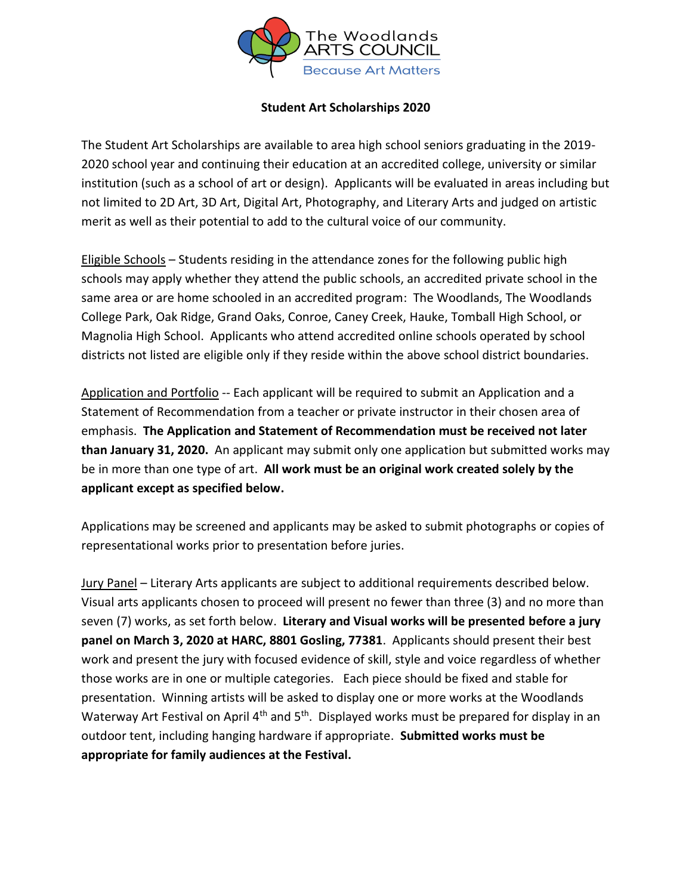The Woodlands ARTS COUNCIL
Because Art Matters

**Student Art Scholarships 2020**

The Student Art Scholarships are available to area high school seniors graduating in the 2019-2020 school year and continuing their education at an accredited college, university or similar institution (such as a school of art or design). Applicants will be evaluated in areas including but not limited to 2D Art, 3D Art, Digital Art, Photography, and Literary Arts and judged on artistic merit as well as their potential to add to the cultural voice of our community.

Eligible Schools – Students residing in the attendance zones for the following public high schools may apply whether they attend the public schools, an accredited private school in the same area or are home schooled in an accredited program: The Woodlands, The Woodlands College Park, Oak Ridge, Grand Oaks, Conroe, Caney Creek, Hauke, Tomball High School, or Magnolia High School. Applicants who attend accredited online schools operated by school districts not listed are eligible only if they reside within the above school district boundaries.

Application and Portfolio -- Each applicant will be required to submit an Application and a Statement of Recommendation from a teacher or private instructor in their chosen area of emphasis. **The Application and Statement of Recommendation must be received not later than January 31, 2020.** An applicant may submit only one application but submitted works may be in more than one type of art. **All work must be an original work created solely by the applicant except as specified below.**

Applications may be screened and applicants may be asked to submit photographs or copies of representational works prior to presentation before juries.

Jury Panel – Literary Arts applicants are subject to additional requirements described below. Visual arts applicants chosen to proceed will present no fewer than three (3) and no more than seven (7) works, as set forth below. **Literary and Visual works will be presented before a jury panel on March 3, 2020 at HARC, 8801 Gosling, 77381**. Applicants should present their best work and present the jury with focused evidence of skill, style and voice regardless of whether those works are in one or multiple categories. Each piece should be fixed and stable for presentation. Winning artists will be asked to display one or more works at the Woodlands Waterway Art Festival on April 4th and 5th. Displayed works must be prepared for display in an outdoor tent, including hanging hardware if appropriate. **Submitted works must be appropriate for family audiences at the Festival.**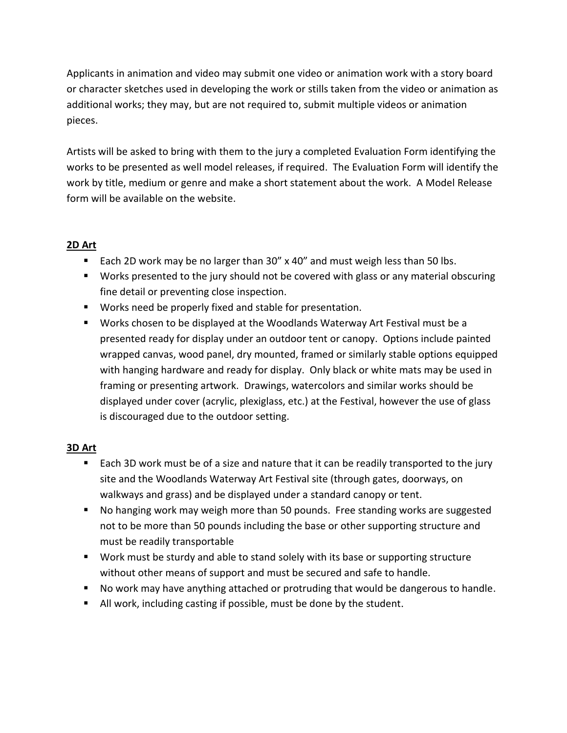Applicants in animation and video may submit one video or animation work with a story board or character sketches used in developing the work or stills taken from the video or animation as additional works; they may, but are not required to, submit multiple videos or animation pieces.

Artists will be asked to bring with them to the jury a completed Evaluation Form identifying the works to be presented as well model releases, if required. The Evaluation Form will identify the work by title, medium or genre and make a short statement about the work. A Model Release form will be available on the website.

## 2D Art

- Each 2D work may be no larger than 30" x 40" and must weigh less than 50 lbs.
- Works presented to the jury should not be covered with glass or any material obscuring fine detail or preventing close inspection.
- Works need be properly fixed and stable for presentation.
- Works chosen to be displayed at the Woodlands Waterway Art Festival must be a presented ready for display under an outdoor tent or canopy. Options include painted wrapped canvas, wood panel, dry mounted, framed or similarly stable options equipped with hanging hardware and ready for display. Only black or white mats may be used in framing or presenting artwork. Drawings, watercolors and similar works should be displayed under cover (acrylic, plexiglass, etc.) at the Festival, however the use of glass is discouraged due to the outdoor setting.

## 3D Art

- Each 3D work must be of a size and nature that it can be readily transported to the jury site and the Woodlands Waterway Art Festival site (through gates, doorways, on walkways and grass) and be displayed under a standard canopy or tent.
- No hanging work may weigh more than 50 pounds. Free standing works are suggested not to be more than 50 pounds including the base or other supporting structure and must be readily transportable
- Work must be sturdy and able to stand solely with its base or supporting structure without other means of support and must be secured and safe to handle.
- No work may have anything attached or protruding that would be dangerous to handle.
- All work, including casting if possible, must be done by the student.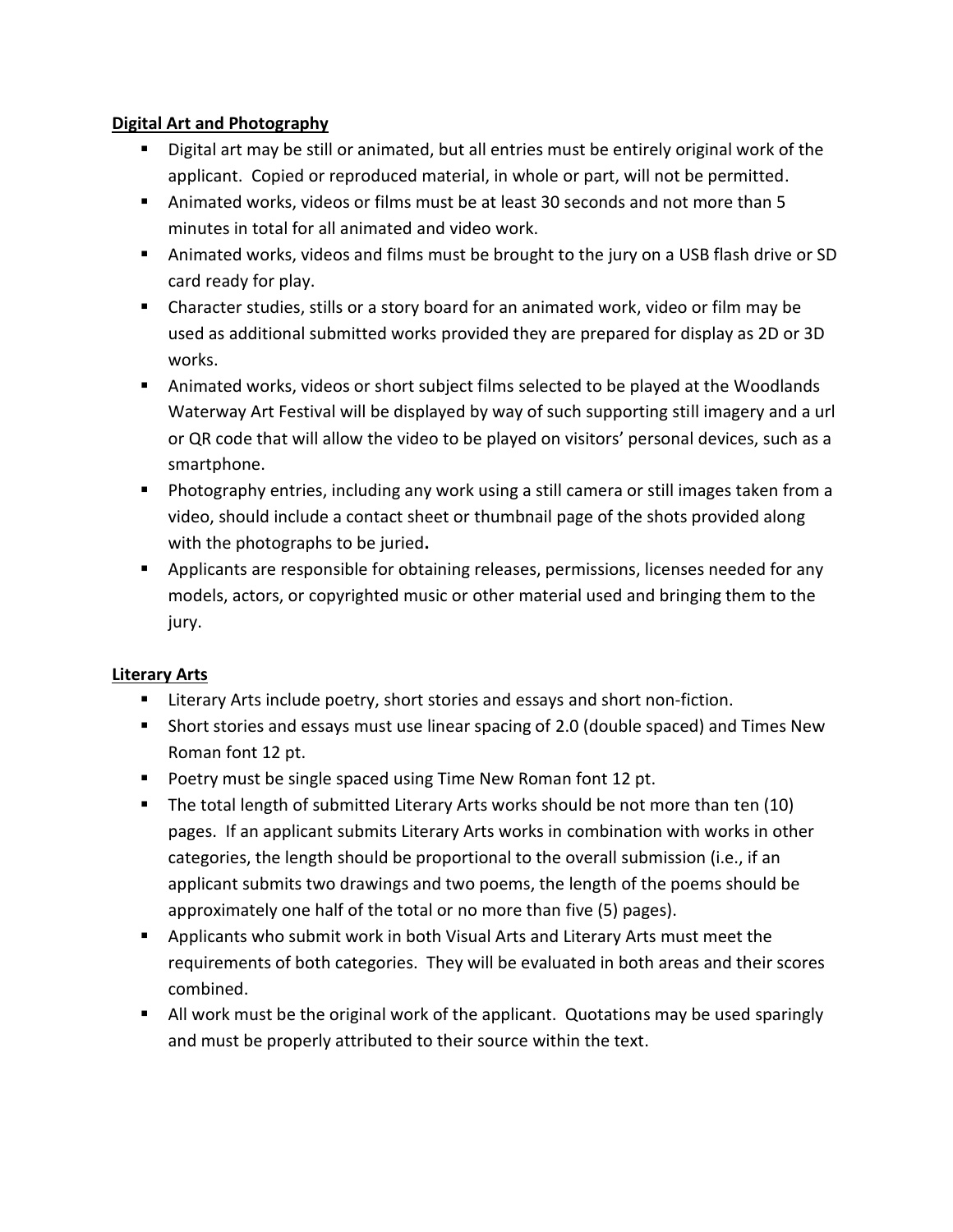**Digital Art and Photography**

- Digital art may be still or animated, but all entries must be entirely original work of the applicant. Copied or reproduced material, in whole or part, will not be permitted.
- Animated works, videos or films must be at least 30 seconds and not more than 5 minutes in total for all animated and video work.
- Animated works, videos and films must be brought to the jury on a USB flash drive or SD card ready for play.
- Character studies, stills or a story board for an animated work, video or film may be used as additional submitted works provided they are prepared for display as 2D or 3D works.
- Animated works, videos or short subject films selected to be played at the Woodlands Waterway Art Festival will be displayed by way of such supporting still imagery and a url or QR code that will allow the video to be played on visitors' personal devices, such as a smartphone.
- Photography entries, including any work using a still camera or still images taken from a video, should include a contact sheet or thumbnail page of the shots provided along with the photographs to be juried**.**
- Applicants are responsible for obtaining releases, permissions, licenses needed for any models, actors, or copyrighted music or other material used and bringing them to the jury.

**Literary Arts**

- Literary Arts include poetry, short stories and essays and short non-fiction.
- Short stories and essays must use linear spacing of 2.0 (double spaced) and Times New Roman font 12 pt.
- Poetry must be single spaced using Time New Roman font 12 pt.
- The total length of submitted Literary Arts works should be not more than ten (10) pages. If an applicant submits Literary Arts works in combination with works in other categories, the length should be proportional to the overall submission (i.e., if an applicant submits two drawings and two poems, the length of the poems should be approximately one half of the total or no more than five (5) pages).
- Applicants who submit work in both Visual Arts and Literary Arts must meet the requirements of both categories. They will be evaluated in both areas and their scores combined.
- All work must be the original work of the applicant. Quotations may be used sparingly and must be properly attributed to their source within the text.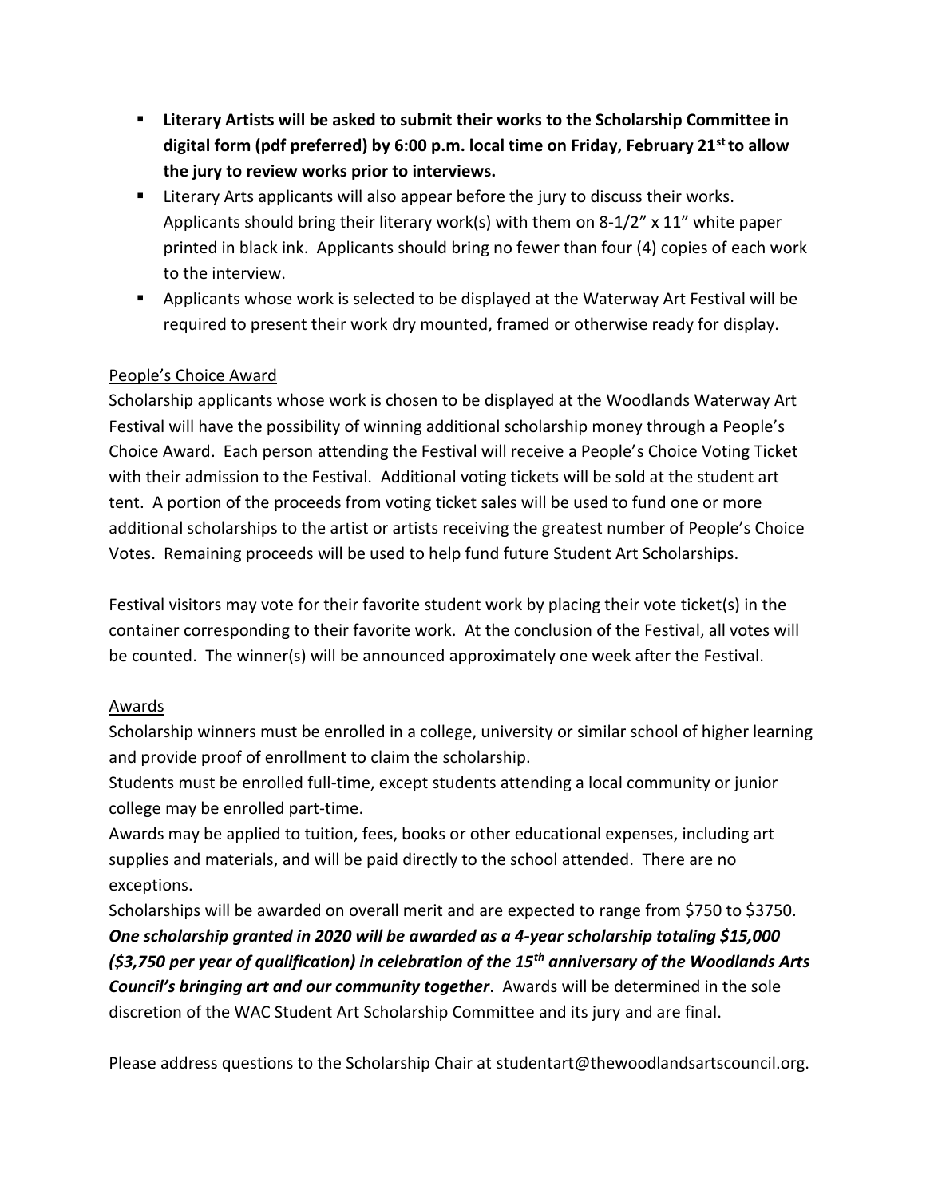- **Literary Artists will be asked to submit their works to the Scholarship Committee in digital form (pdf preferred) by 6:00 p.m. local time on Friday, February 21st to allow the jury to review works prior to interviews.**
- Literary Arts applicants will also appear before the jury to discuss their works. Applicants should bring their literary work(s) with them on 8-1/2" x 11" white paper printed in black ink. Applicants should bring no fewer than four (4) copies of each work to the interview.
- Applicants whose work is selected to be displayed at the Waterway Art Festival will be required to present their work dry mounted, framed or otherwise ready for display.

<u>People's Choice Award</u>

Scholarship applicants whose work is chosen to be displayed at the Woodlands Waterway Art Festival will have the possibility of winning additional scholarship money through a People's Choice Award. Each person attending the Festival will receive a People's Choice Voting Ticket with their admission to the Festival. Additional voting tickets will be sold at the student art tent. A portion of the proceeds from voting ticket sales will be used to fund one or more additional scholarships to the artist or artists receiving the greatest number of People's Choice Votes. Remaining proceeds will be used to help fund future Student Art Scholarships.

Festival visitors may vote for their favorite student work by placing their vote ticket(s) in the container corresponding to their favorite work. At the conclusion of the Festival, all votes will be counted. The winner(s) will be announced approximately one week after the Festival.

<u>Awards</u>

Scholarship winners must be enrolled in a college, university or similar school of higher learning and provide proof of enrollment to claim the scholarship.

Students must be enrolled full-time, except students attending a local community or junior college may be enrolled part-time.

Awards may be applied to tuition, fees, books or other educational expenses, including art supplies and materials, and will be paid directly to the school attended. There are no exceptions.

Scholarships will be awarded on overall merit and are expected to range from $750 to $3750. ***One scholarship granted in 2020 will be awarded as a 4-year scholarship totaling $15,000 ($3,750 per year of qualification) in celebration of the 15th anniversary of the Woodlands Arts Council's bringing art and our community together***. Awards will be determined in the sole discretion of the WAC Student Art Scholarship Committee and its jury and are final.

Please address questions to the Scholarship Chair at studentart@thewoodlandsartscouncil.org.